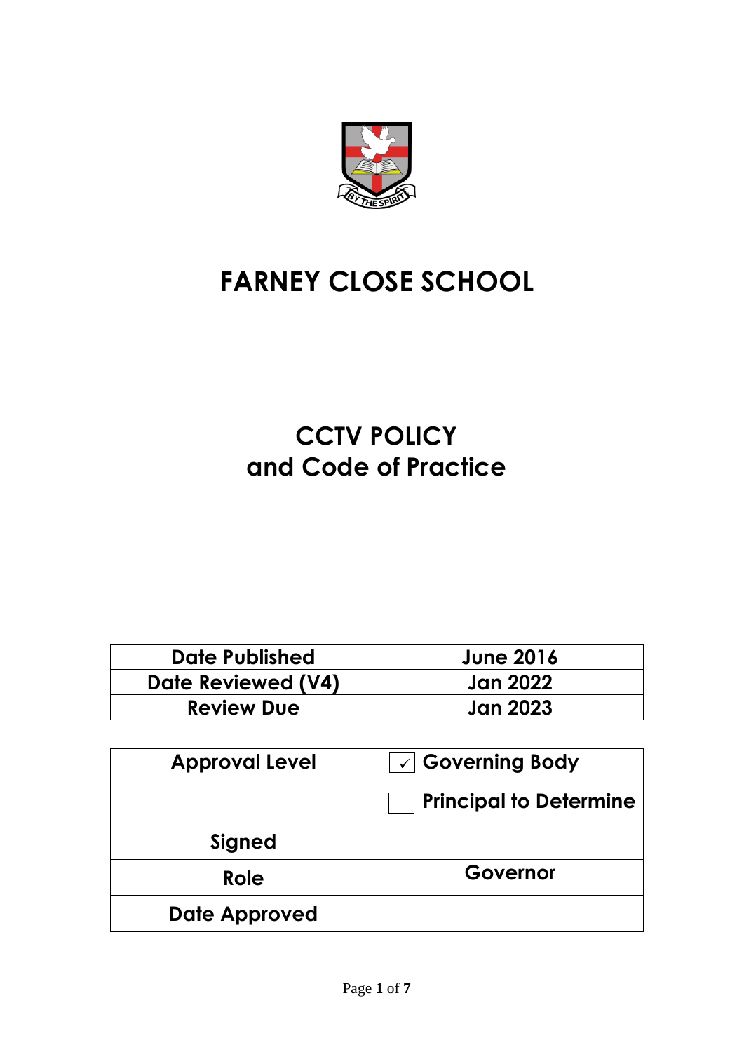# FARNEY CLOSE SCHOOL

## CCTV POLICY
## and Code of Practice

| Date Published | June 2016 |
| --- | --- |
| Date Reviewed (V4) | Jan 2022 |
| Review Due | Jan 2023 |

| Approval Level | ☑ Governing Body<br>☐ Principal to Determine |
| --- | --- |
| Signed | |
| Role | Governor |
| Date Approved | |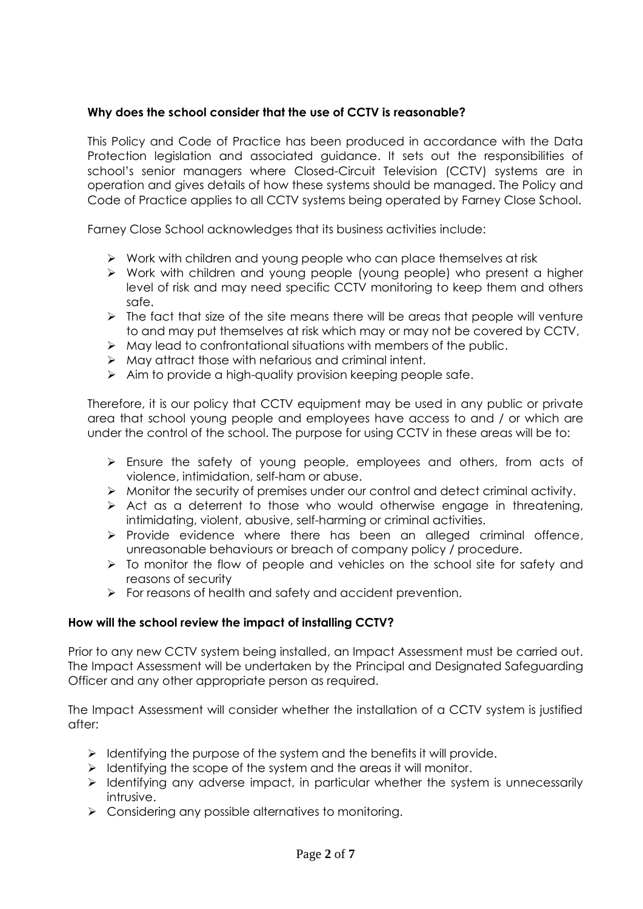### Why does the school consider that the use of CCTV is reasonable?

This Policy and Code of Practice has been produced in accordance with the Data Protection legislation and associated guidance. It sets out the responsibilities of school's senior managers where Closed-Circuit Television (CCTV) systems are in operation and gives details of how these systems should be managed. The Policy and Code of Practice applies to all CCTV systems being operated by Farney Close School.

Farney Close School acknowledges that its business activities include:

- Work with children and young people who can place themselves at risk
- Work with children and young people (young people) who present a higher level of risk and may need specific CCTV monitoring to keep them and others safe.
- The fact that size of the site means there will be areas that people will venture to and may put themselves at risk which may or may not be covered by CCTV,
- May lead to confrontational situations with members of the public.
- May attract those with nefarious and criminal intent.
- Aim to provide a high-quality provision keeping people safe.

Therefore, it is our policy that CCTV equipment may be used in any public or private area that school young people and employees have access to and / or which are under the control of the school. The purpose for using CCTV in these areas will be to:

- Ensure the safety of young people, employees and others, from acts of violence, intimidation, self-ham or abuse.
- Monitor the security of premises under our control and detect criminal activity.
- Act as a deterrent to those who would otherwise engage in threatening, intimidating, violent, abusive, self-harming or criminal activities.
- Provide evidence where there has been an alleged criminal offence, unreasonable behaviours or breach of company policy / procedure.
- To monitor the flow of people and vehicles on the school site for safety and reasons of security
- For reasons of health and safety and accident prevention.

### How will the school review the impact of installing CCTV?

Prior to any new CCTV system being installed, an Impact Assessment must be carried out. The Impact Assessment will be undertaken by the Principal and Designated Safeguarding Officer and any other appropriate person as required.

The Impact Assessment will consider whether the installation of a CCTV system is justified after:

- Identifying the purpose of the system and the benefits it will provide.
- Identifying the scope of the system and the areas it will monitor.
- Identifying any adverse impact, in particular whether the system is unnecessarily intrusive.
- Considering any possible alternatives to monitoring.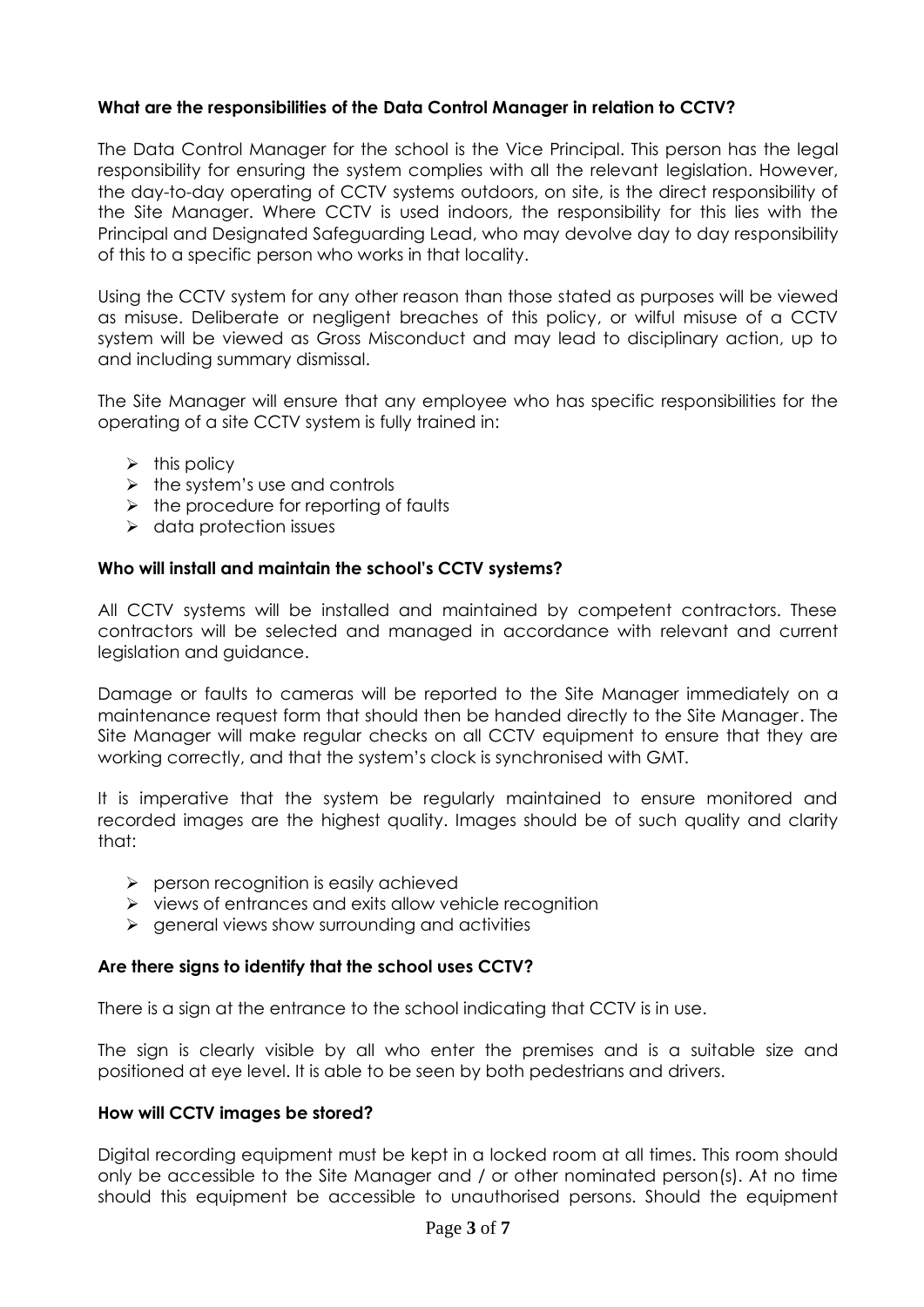**What are the responsibilities of the Data Control Manager in relation to CCTV?**

The Data Control Manager for the school is the Vice Principal. This person has the legal responsibility for ensuring the system complies with all the relevant legislation. However, the day-to-day operating of CCTV systems outdoors, on site, is the direct responsibility of the Site Manager. Where CCTV is used indoors, the responsibility for this lies with the Principal and Designated Safeguarding Lead, who may devolve day to day responsibility of this to a specific person who works in that locality.

Using the CCTV system for any other reason than those stated as purposes will be viewed as misuse. Deliberate or negligent breaches of this policy, or wilful misuse of a CCTV system will be viewed as Gross Misconduct and may lead to disciplinary action, up to and including summary dismissal.

The Site Manager will ensure that any employee who has specific responsibilities for the operating of a site CCTV system is fully trained in:

- this policy
- the system's use and controls
- the procedure for reporting of faults
- data protection issues

**Who will install and maintain the school's CCTV systems?**

All CCTV systems will be installed and maintained by competent contractors. These contractors will be selected and managed in accordance with relevant and current legislation and guidance.

Damage or faults to cameras will be reported to the Site Manager immediately on a maintenance request form that should then be handed directly to the Site Manager. The Site Manager will make regular checks on all CCTV equipment to ensure that they are working correctly, and that the system's clock is synchronised with GMT.

It is imperative that the system be regularly maintained to ensure monitored and recorded images are the highest quality. Images should be of such quality and clarity that:

- person recognition is easily achieved
- views of entrances and exits allow vehicle recognition
- general views show surrounding and activities

**Are there signs to identify that the school uses CCTV?**

There is a sign at the entrance to the school indicating that CCTV is in use.

The sign is clearly visible by all who enter the premises and is a suitable size and positioned at eye level. It is able to be seen by both pedestrians and drivers.

**How will CCTV images be stored?**

Digital recording equipment must be kept in a locked room at all times. This room should only be accessible to the Site Manager and / or other nominated person(s). At no time should this equipment be accessible to unauthorised persons. Should the equipment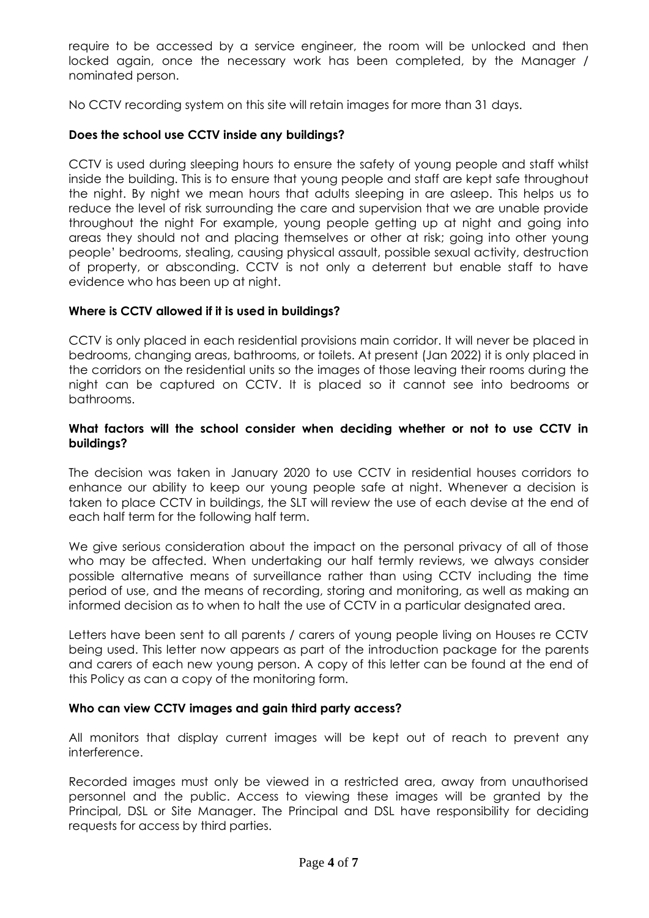require to be accessed by a service engineer, the room will be unlocked and then locked again, once the necessary work has been completed, by the Manager / nominated person.

No CCTV recording system on this site will retain images for more than 31 days.

**Does the school use CCTV inside any buildings?**

CCTV is used during sleeping hours to ensure the safety of young people and staff whilst inside the building. This is to ensure that young people and staff are kept safe throughout the night. By night we mean hours that adults sleeping in are asleep. This helps us to reduce the level of risk surrounding the care and supervision that we are unable provide throughout the night For example, young people getting up at night and going into areas they should not and placing themselves or other at risk; going into other young people' bedrooms, stealing, causing physical assault, possible sexual activity, destruction of property, or absconding. CCTV is not only a deterrent but enable staff to have evidence who has been up at night.

**Where is CCTV allowed if it is used in buildings?**

CCTV is only placed in each residential provisions main corridor. It will never be placed in bedrooms, changing areas, bathrooms, or toilets. At present (Jan 2022) it is only placed in the corridors on the residential units so the images of those leaving their rooms during the night can be captured on CCTV. It is placed so it cannot see into bedrooms or bathrooms.

**What factors will the school consider when deciding whether or not to use CCTV in buildings?**

The decision was taken in January 2020 to use CCTV in residential houses corridors to enhance our ability to keep our young people safe at night. Whenever a decision is taken to place CCTV in buildings, the SLT will review the use of each devise at the end of each half term for the following half term.

We give serious consideration about the impact on the personal privacy of all of those who may be affected. When undertaking our half termly reviews, we always consider possible alternative means of surveillance rather than using CCTV including the time period of use, and the means of recording, storing and monitoring, as well as making an informed decision as to when to halt the use of CCTV in a particular designated area.

Letters have been sent to all parents / carers of young people living on Houses re CCTV being used. This letter now appears as part of the introduction package for the parents and carers of each new young person. A copy of this letter can be found at the end of this Policy as can a copy of the monitoring form.

**Who can view CCTV images and gain third party access?**

All monitors that display current images will be kept out of reach to prevent any interference.

Recorded images must only be viewed in a restricted area, away from unauthorised personnel and the public. Access to viewing these images will be granted by the Principal, DSL or Site Manager. The Principal and DSL have responsibility for deciding requests for access by third parties.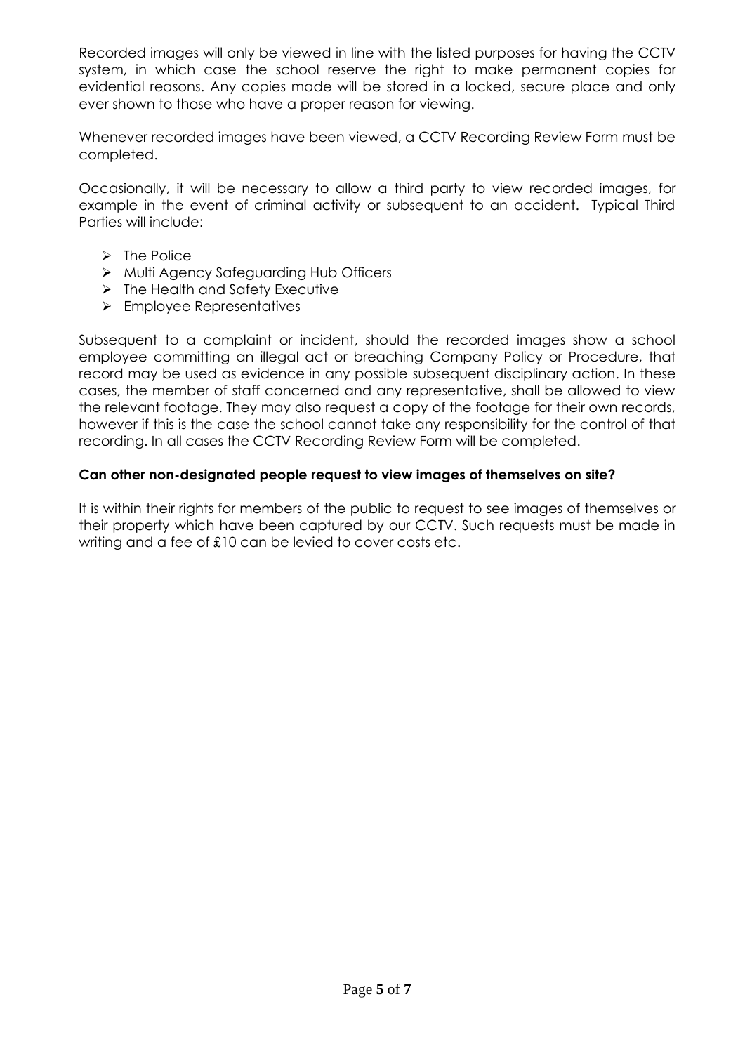Recorded images will only be viewed in line with the listed purposes for having the CCTV system, in which case the school reserve the right to make permanent copies for evidential reasons. Any copies made will be stored in a locked, secure place and only ever shown to those who have a proper reason for viewing.

Whenever recorded images have been viewed, a CCTV Recording Review Form must be completed.

Occasionally, it will be necessary to allow a third party to view recorded images, for example in the event of criminal activity or subsequent to an accident. Typical Third Parties will include:

- The Police
- Multi Agency Safeguarding Hub Officers
- The Health and Safety Executive
- Employee Representatives

Subsequent to a complaint or incident, should the recorded images show a school employee committing an illegal act or breaching Company Policy or Procedure, that record may be used as evidence in any possible subsequent disciplinary action. In these cases, the member of staff concerned and any representative, shall be allowed to view the relevant footage. They may also request a copy of the footage for their own records, however if this is the case the school cannot take any responsibility for the control of that recording. In all cases the CCTV Recording Review Form will be completed.

**Can other non-designated people request to view images of themselves on site?**

It is within their rights for members of the public to request to see images of themselves or their property which have been captured by our CCTV. Such requests must be made in writing and a fee of £10 can be levied to cover costs etc.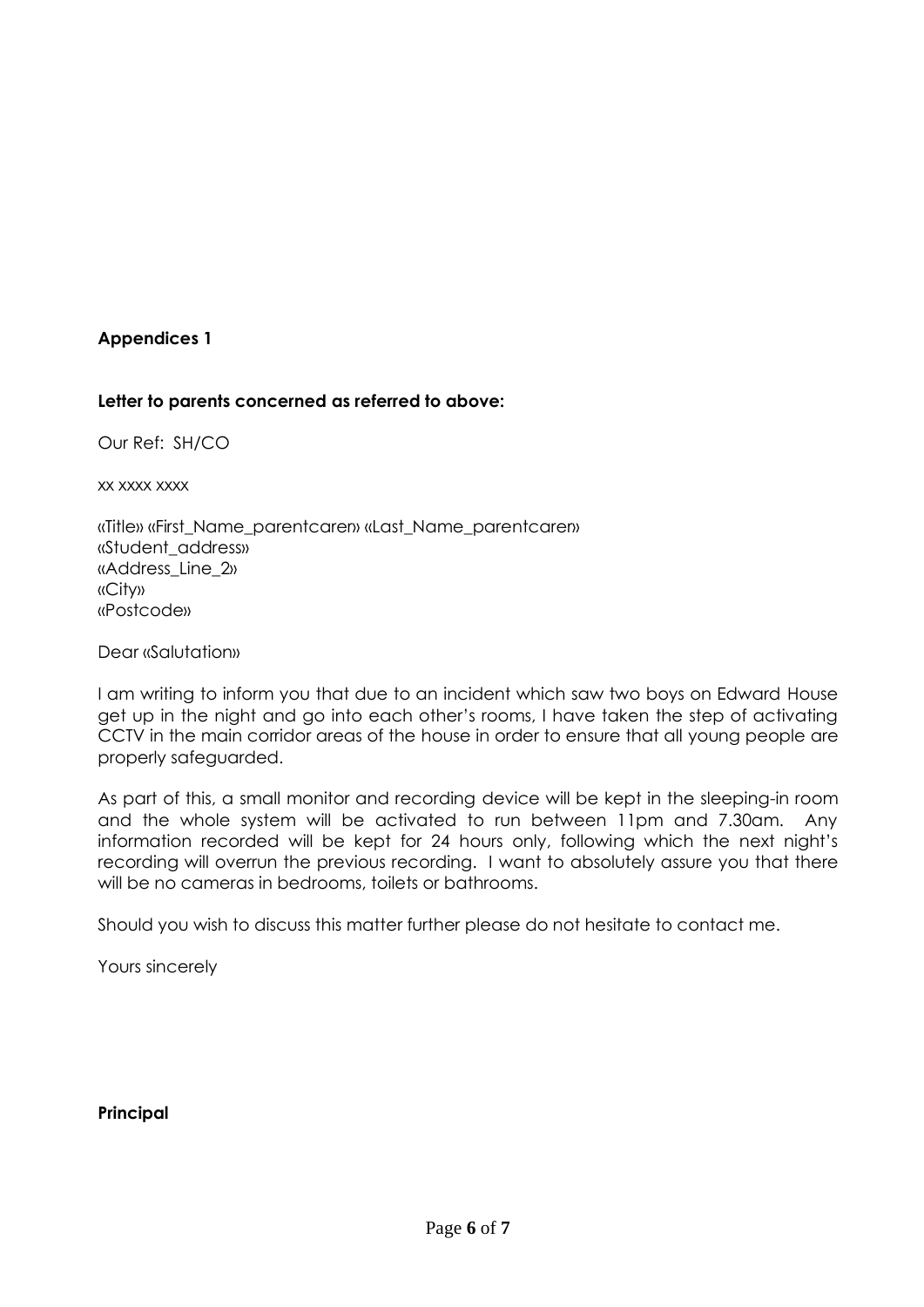**Appendices 1**

**Letter to parents concerned as referred to above:**

Our Ref: SH/CO

xx xxxx xxxx

«Title» «First_Name_parentcarer» «Last_Name_parentcarer»
«Student_address»
«Address_Line_2»
«City»
«Postcode»

Dear «Salutation»

I am writing to inform you that due to an incident which saw two boys on Edward House get up in the night and go into each other's rooms, I have taken the step of activating CCTV in the main corridor areas of the house in order to ensure that all young people are properly safeguarded.

As part of this, a small monitor and recording device will be kept in the sleeping-in room and the whole system will be activated to run between 11pm and 7.30am. Any information recorded will be kept for 24 hours only, following which the next night's recording will overrun the previous recording. I want to absolutely assure you that there will be no cameras in bedrooms, toilets or bathrooms.

Should you wish to discuss this matter further please do not hesitate to contact me.

Yours sincerely

**Principal**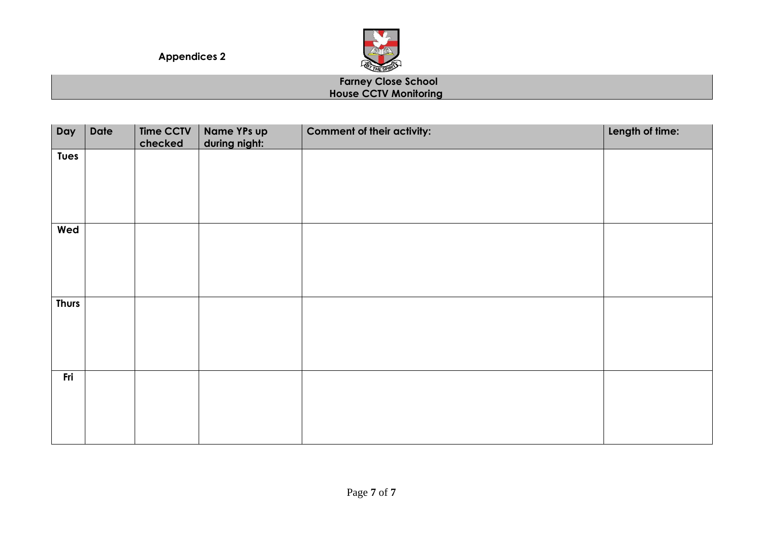**Appendices 2**

## Farney Close School
## House CCTV Monitoring

| Day | Date | Time CCTV checked | Name YPs up during night: | Comment of their activity: | Length of time: |
|---|---|---|---|---|---|
| **Tues** | | | | | |
| **Wed** | | | | | |
| **Thurs** | | | | | |
| **Fri** | | | | | |